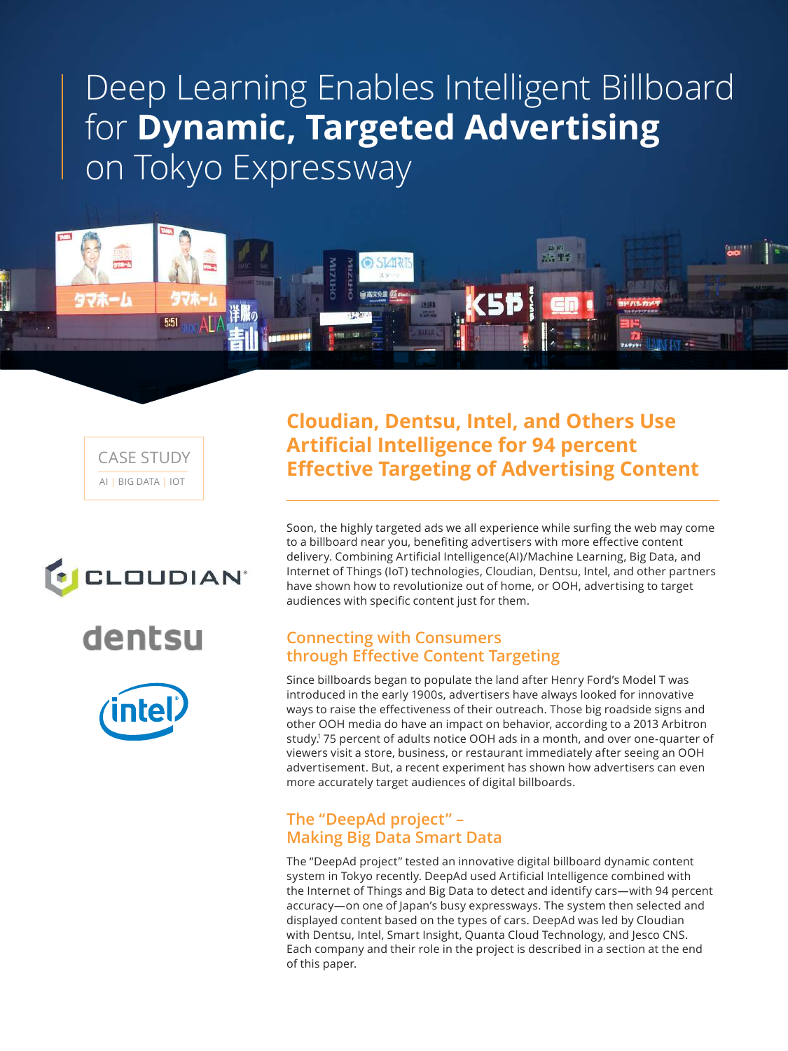# Deep Learning Enables Intelligent Billboard for **Dynamic, Targeted Advertising** on Tokyo Expressway

CASE STUDY

AI | BIG DATA | IOT

## Cloudian, Dentsu, Intel, and Others Use Artificial Intelligence for 94 percent Effective Targeting of Advertising Content

Soon, the highly targeted ads we all experience while surfing the web may come to a billboard near you, benefiting advertisers with more effective content delivery. Combining Artificial Intelligence(AI)/Machine Learning, Big Data, and Internet of Things (IoT) technologies, Cloudian, Dentsu, Intel, and other partners have shown how to revolutionize out of home, or OOH, advertising to target audiences with specific content just for them.

### Connecting with Consumers through Effective Content Targeting

Since billboards began to populate the land after Henry Ford's Model T was introduced in the early 1900s, advertisers have always looked for innovative ways to raise the effectiveness of their outreach. Those big roadside signs and other OOH media do have an impact on behavior, according to a 2013 Arbitron study.[1] 75 percent of adults notice OOH ads in a month, and over one-quarter of viewers visit a store, business, or restaurant immediately after seeing an OOH advertisement. But, a recent experiment has shown how advertisers can even more accurately target audiences of digital billboards.

### The "DeepAd project" – Making Big Data Smart Data

The "DeepAd project" tested an innovative digital billboard dynamic content system in Tokyo recently. DeepAd used Artificial Intelligence combined with the Internet of Things and Big Data to detect and identify cars—with 94 percent accuracy—on one of Japan's busy expressways. The system then selected and displayed content based on the types of cars. DeepAd was led by Cloudian with Dentsu, Intel, Smart Insight, Quanta Cloud Technology, and Jesco CNS. Each company and their role in the project is described in a section at the end of this paper.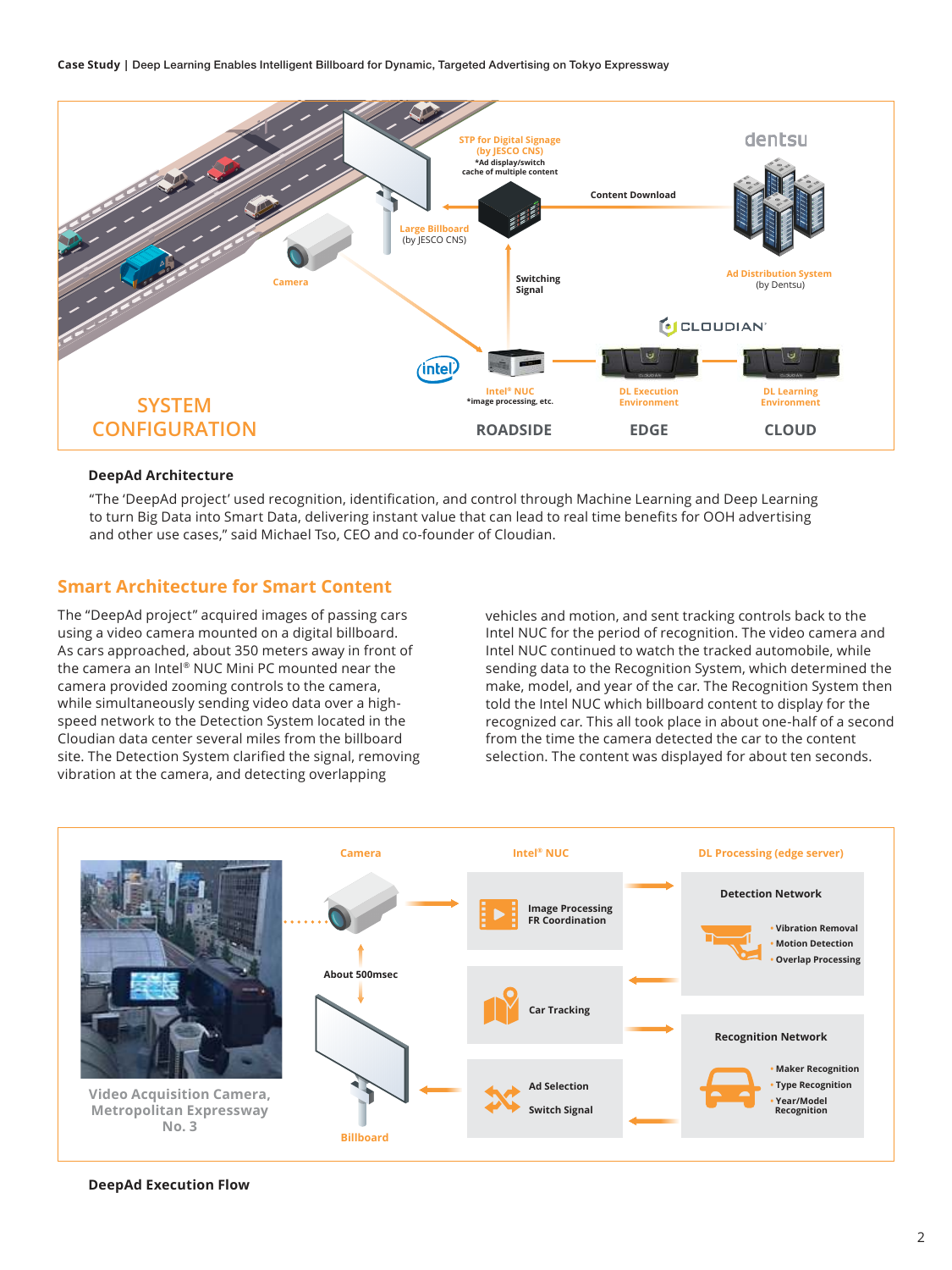**SYSTEM CONFIGURATION**

STP for Digital Signage (by JESCO CNS)
*Ad display/switch cache of multiple content

Content Download

dentsu

Large Billboard (by JESCO CNS)

Camera

Switching Signal

Ad Distribution System (by Dentsu)

CLOUDIAN

Intel® NUC
*image processing, etc.

DL Execution Environment

DL Learning Environment

ROADSIDE | EDGE | CLOUD

### DeepAd Architecture

"The 'DeepAd project' used recognition, identification, and control through Machine Learning and Deep Learning to turn Big Data into Smart Data, delivering instant value that can lead to real time benefits for OOH advertising and other use cases," said Michael Tso, CEO and co-founder of Cloudian.

## Smart Architecture for Smart Content

The "DeepAd project" acquired images of passing cars using a video camera mounted on a digital billboard. As cars approached, about 350 meters away in front of the camera an Intel® NUC Mini PC mounted near the camera provided zooming controls to the camera, while simultaneously sending video data over a high-speed network to the Detection System located in the Cloudian data center several miles from the billboard site. The Detection System clarified the signal, removing vibration at the camera, and detecting overlapping vehicles and motion, and sent tracking controls back to the Intel NUC for the period of recognition. The video camera and Intel NUC continued to watch the tracked automobile, while sending data to the Recognition System, which determined the make, model, and year of the car. The Recognition System then told the Intel NUC which billboard content to display for the recognized car. This all took place in about one-half of a second from the time the camera detected the car to the content selection. The content was displayed for about ten seconds.

Video Acquisition Camera, Metropolitan Expressway No. 3

Camera

About 500msec

Billboard

Intel® NUC

- Image Processing / FR Coordination
- Car Tracking
- Ad Selection / Switch Signal

DL Processing (edge server)

Detection Network
- Vibration Removal
- Motion Detection
- Overlap Processing

Recognition Network
- Maker Recognition
- Type Recognition
- Year/Model Recognition

### DeepAd Execution Flow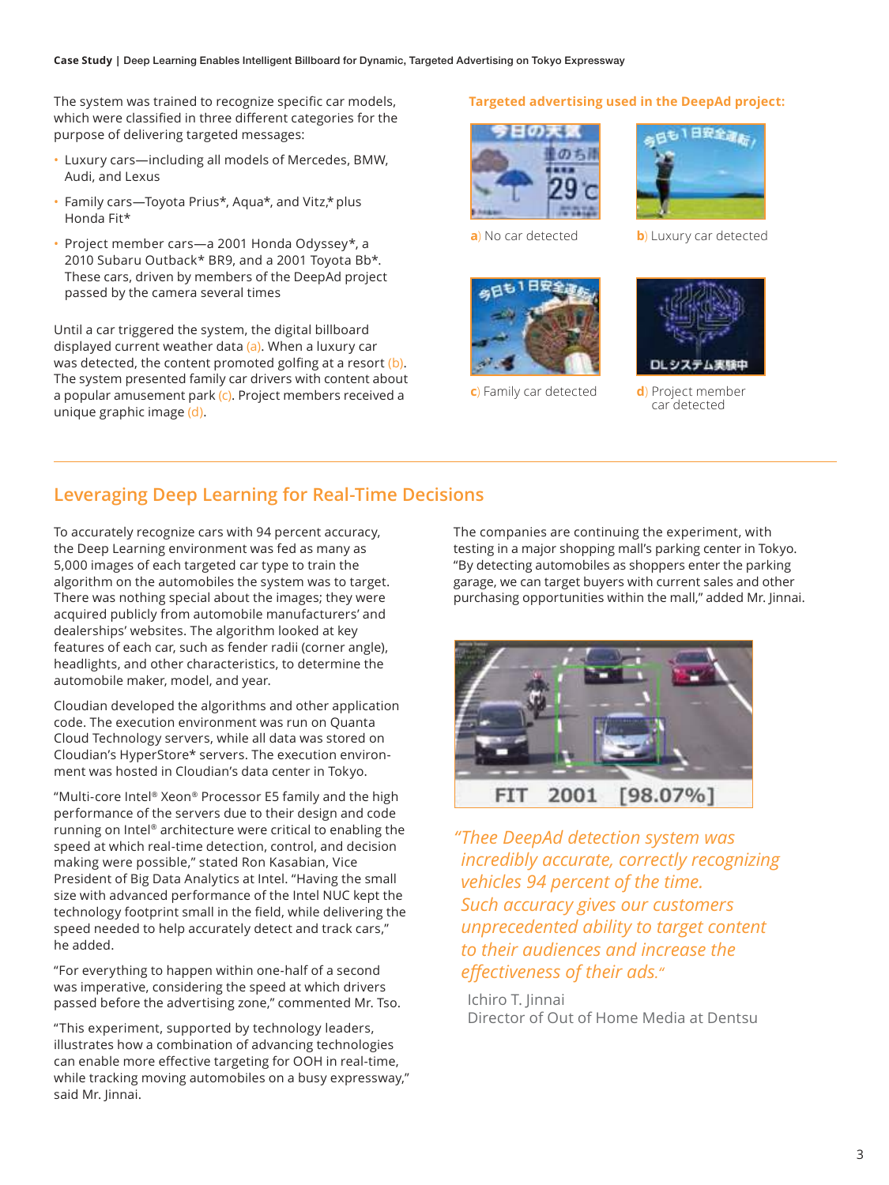The system was trained to recognize specific car models, which were classified in three different categories for the purpose of delivering targeted messages:

- Luxury cars—including all models of Mercedes, BMW, Audi, and Lexus
- Family cars—Toyota Prius*, Aqua*, and Vitz,* plus Honda Fit*
- Project member cars—a 2001 Honda Odyssey*, a 2010 Subaru Outback* BR9, and a 2001 Toyota Bb*. These cars, driven by members of the DeepAd project passed by the camera several times

Until a car triggered the system, the digital billboard displayed current weather data (a). When a luxury car was detected, the content promoted golfing at a resort (b). The system presented family car drivers with content about a popular amusement park (c). Project members received a unique graphic image (d).

**Targeted advertising used in the DeepAd project:**

**a**) No car detected

**b**) Luxury car detected

**c**) Family car detected

**d**) Project member car detected

## Leveraging Deep Learning for Real-Time Decisions

To accurately recognize cars with 94 percent accuracy, the Deep Learning environment was fed as many as 5,000 images of each targeted car type to train the algorithm on the automobiles the system was to target. There was nothing special about the images; they were acquired publicly from automobile manufacturers' and dealerships' websites. The algorithm looked at key features of each car, such as fender radii (corner angle), headlights, and other characteristics, to determine the automobile maker, model, and year.

Cloudian developed the algorithms and other application code. The execution environment was run on Quanta Cloud Technology servers, while all data was stored on Cloudian's HyperStore* servers. The execution environment was hosted in Cloudian's data center in Tokyo.

"Multi-core Intel® Xeon® Processor E5 family and the high performance of the servers due to their design and code running on Intel® architecture were critical to enabling the speed at which real-time detection, control, and decision making were possible," stated Ron Kasabian, Vice President of Big Data Analytics at Intel. "Having the small size with advanced performance of the Intel NUC kept the technology footprint small in the field, while delivering the speed needed to help accurately detect and track cars," he added.

"For everything to happen within one-half of a second was imperative, considering the speed at which drivers passed before the advertising zone," commented Mr. Tso.

"This experiment, supported by technology leaders, illustrates how a combination of advancing technologies can enable more effective targeting for OOH in real-time, while tracking moving automobiles on a busy expressway," said Mr. Jinnai.

The companies are continuing the experiment, with testing in a major shopping mall's parking center in Tokyo. "By detecting automobiles as shoppers enter the parking garage, we can target buyers with current sales and other purchasing opportunities within the mall," added Mr. Jinnai.

FIT 2001 [98.07%]

*"Thee DeepAd detection system was incredibly accurate, correctly recognizing vehicles 94 percent of the time. Such accuracy gives our customers unprecedented ability to target content to their audiences and increase the effectiveness of their ads."*

Ichiro T. Jinnai
Director of Out of Home Media at Dentsu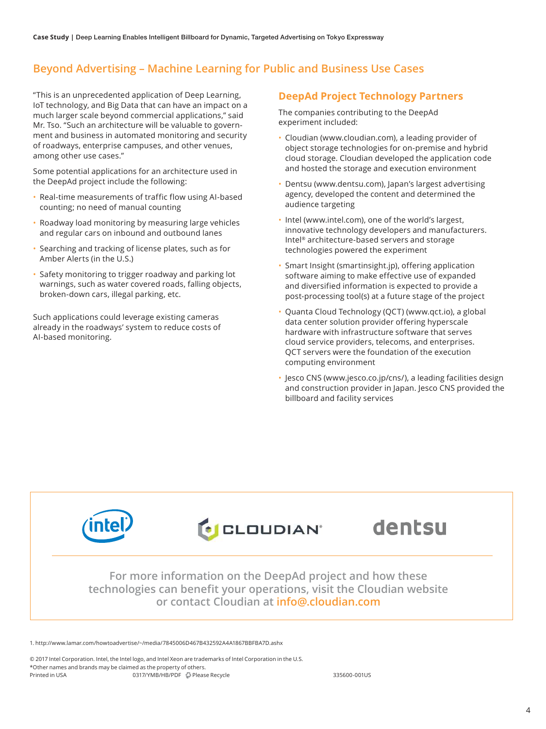## Beyond Advertising – Machine Learning for Public and Business Use Cases

"This is an unprecedented application of Deep Learning, IoT technology, and Big Data that can have an impact on a much larger scale beyond commercial applications," said Mr. Tso. "Such an architecture will be valuable to government and business in automated monitoring and security of roadways, enterprise campuses, and other venues, among other use cases."

Some potential applications for an architecture used in the DeepAd project include the following:

- Real-time measurements of traffic flow using AI-based counting; no need of manual counting
- Roadway load monitoring by measuring large vehicles and regular cars on inbound and outbound lanes
- Searching and tracking of license plates, such as for Amber Alerts (in the U.S.)
- Safety monitoring to trigger roadway and parking lot warnings, such as water covered roads, falling objects, broken-down cars, illegal parking, etc.

Such applications could leverage existing cameras already in the roadways' system to reduce costs of AI-based monitoring.

### DeepAd Project Technology Partners

The companies contributing to the DeepAd experiment included:

- Cloudian (www.cloudian.com), a leading provider of object storage technologies for on-premise and hybrid cloud storage. Cloudian developed the application code and hosted the storage and execution environment
- Dentsu (www.dentsu.com), Japan's largest advertising agency, developed the content and determined the audience targeting
- Intel (www.intel.com), one of the world's largest, innovative technology developers and manufacturers. Intel® architecture-based servers and storage technologies powered the experiment
- Smart Insight (smartinsight.jp), offering application software aiming to make effective use of expanded and diversified information is expected to provide a post-processing tool(s) at a future stage of the project
- Quanta Cloud Technology (QCT) (www.qct.io), a global data center solution provider offering hyperscale hardware with infrastructure software that serves cloud service providers, telecoms, and enterprises. QCT servers were the foundation of the execution computing environment
- Jesco CNS (www.jesco.co.jp/cns/), a leading facilities design and construction provider in Japan. Jesco CNS provided the billboard and facility services

intel CLOUDIAN® dentsu

For more information on the DeepAd project and how these technologies can benefit your operations, visit the Cloudian website or contact Cloudian at info@cloudian.com

1. http://www.lamar.com/howtoadvertise/~/media/7845006D467B432592A4A1867BBFBA7D.ashx

© 2017 Intel Corporation. Intel, the Intel logo, and Intel Xeon are trademarks of Intel Corporation in the U.S.
*Other names and brands may be claimed as the property of others.
Printed in USA 0317/YMB/HB/PDF Please Recycle 335600-001US